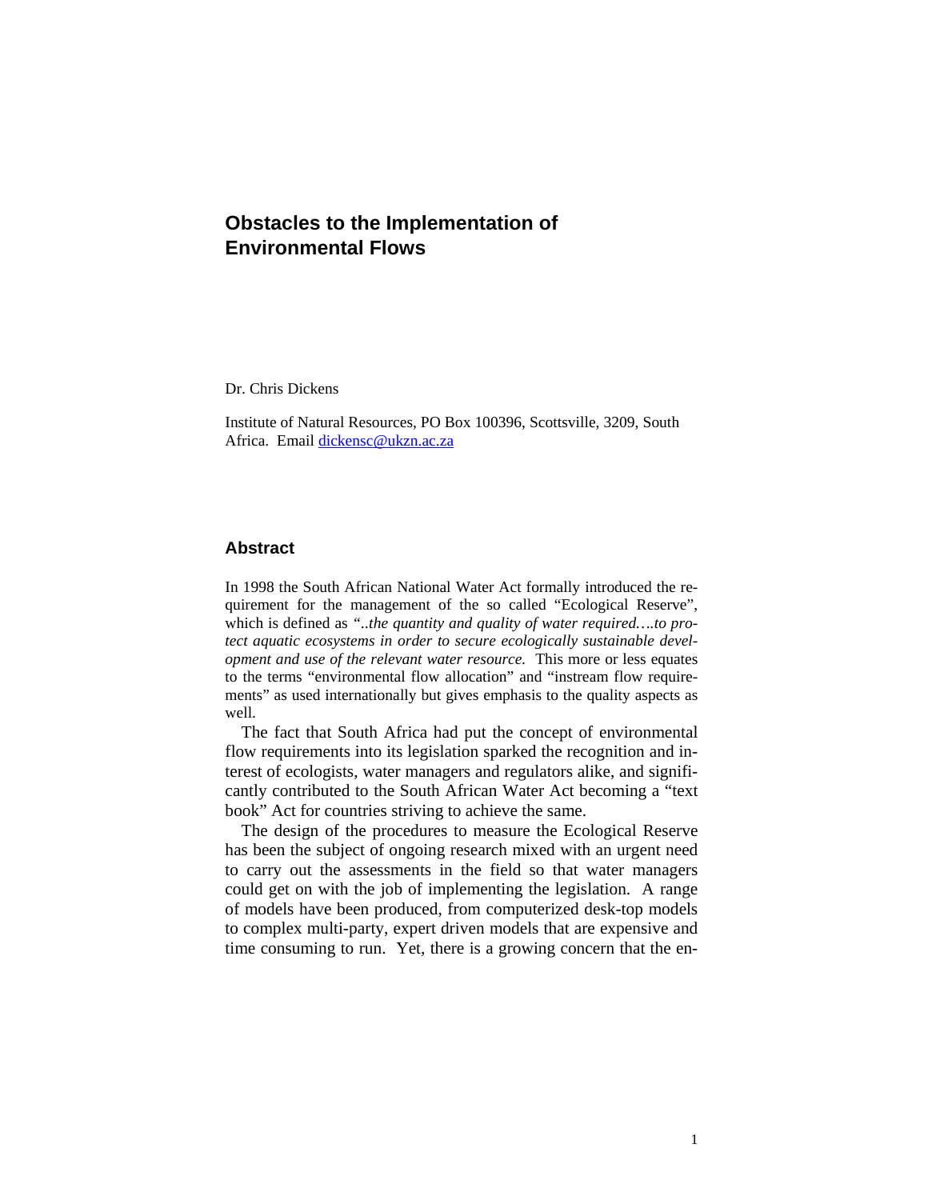# Obstacles to the Implementation of Environmental Flows

Dr. Chris Dickens

Institute of Natural Resources, PO Box 100396, Scottsville, 3209, South Africa. Email [dickensc@ukzn.ac.za](mailto:dickensc@ukzn.ac.za)

## Abstract

In 1998 the South African National Water Act formally introduced the requirement for the management of the so called "Ecological Reserve", which is defined as *"..the quantity and quality of water required….to protect aquatic ecosystems in order to secure ecologically sustainable development and use of the relevant water resource.* This more or less equates to the terms "environmental flow allocation" and "instream flow requirements" as used internationally but gives emphasis to the quality aspects as well.

The fact that South Africa had put the concept of environmental flow requirements into its legislation sparked the recognition and interest of ecologists, water managers and regulators alike, and significantly contributed to the South African Water Act becoming a "text book" Act for countries striving to achieve the same.

The design of the procedures to measure the Ecological Reserve has been the subject of ongoing research mixed with an urgent need to carry out the assessments in the field so that water managers could get on with the job of implementing the legislation. A range of models have been produced, from computerized desk-top models to complex multi-party, expert driven models that are expensive and time consuming to run. Yet, there is a growing concern that the en-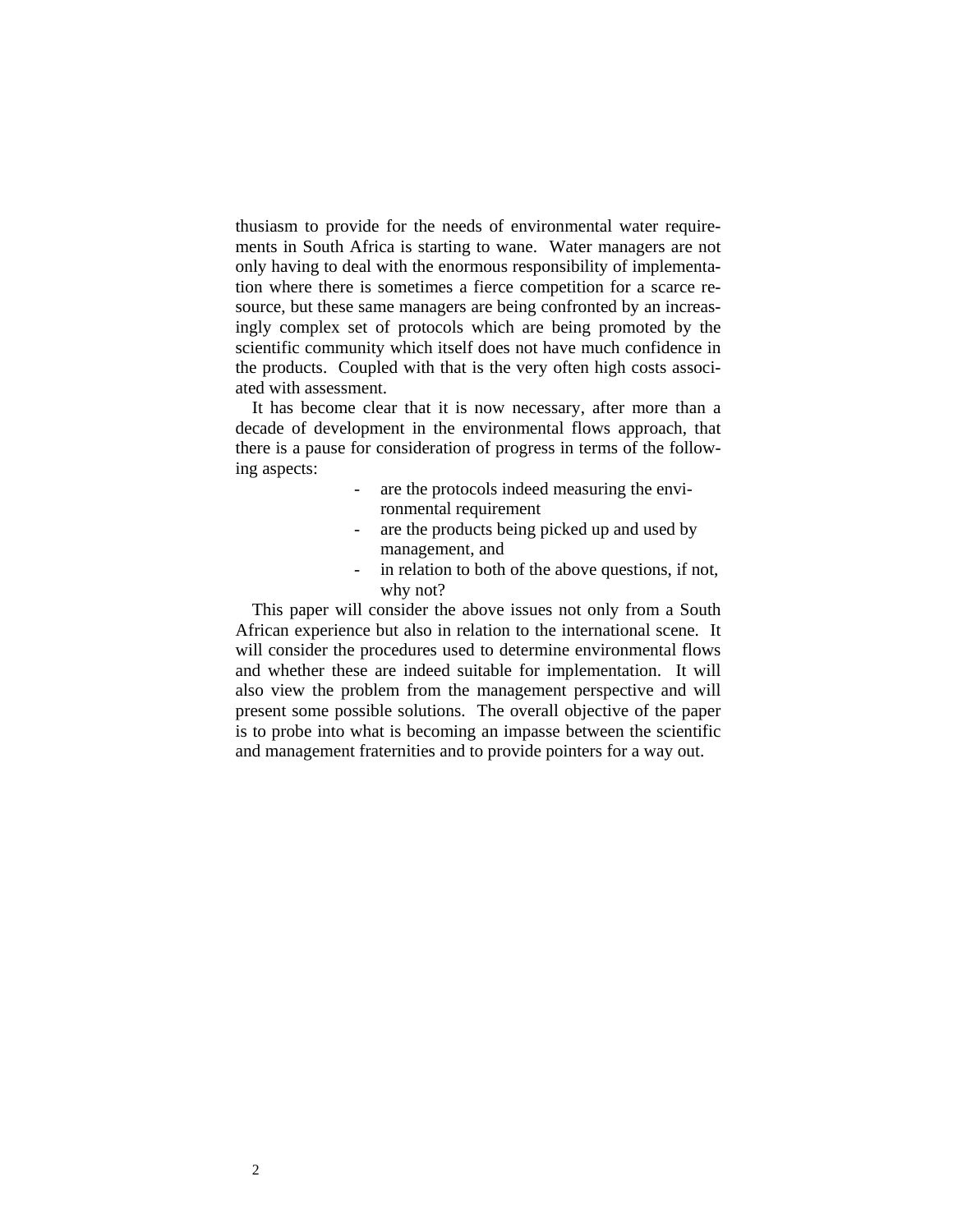thusiasm to provide for the needs of environmental water requirements in South Africa is starting to wane. Water managers are not only having to deal with the enormous responsibility of implementation where there is sometimes a fierce competition for a scarce resource, but these same managers are being confronted by an increasingly complex set of protocols which are being promoted by the scientific community which itself does not have much confidence in the products. Coupled with that is the very often high costs associated with assessment.

It has become clear that it is now necessary, after more than a decade of development in the environmental flows approach, that there is a pause for consideration of progress in terms of the following aspects:

- are the protocols indeed measuring the environmental requirement
- are the products being picked up and used by management, and
- in relation to both of the above questions, if not, why not?

This paper will consider the above issues not only from a South African experience but also in relation to the international scene. It will consider the procedures used to determine environmental flows and whether these are indeed suitable for implementation. It will also view the problem from the management perspective and will present some possible solutions. The overall objective of the paper is to probe into what is becoming an impasse between the scientific and management fraternities and to provide pointers for a way out.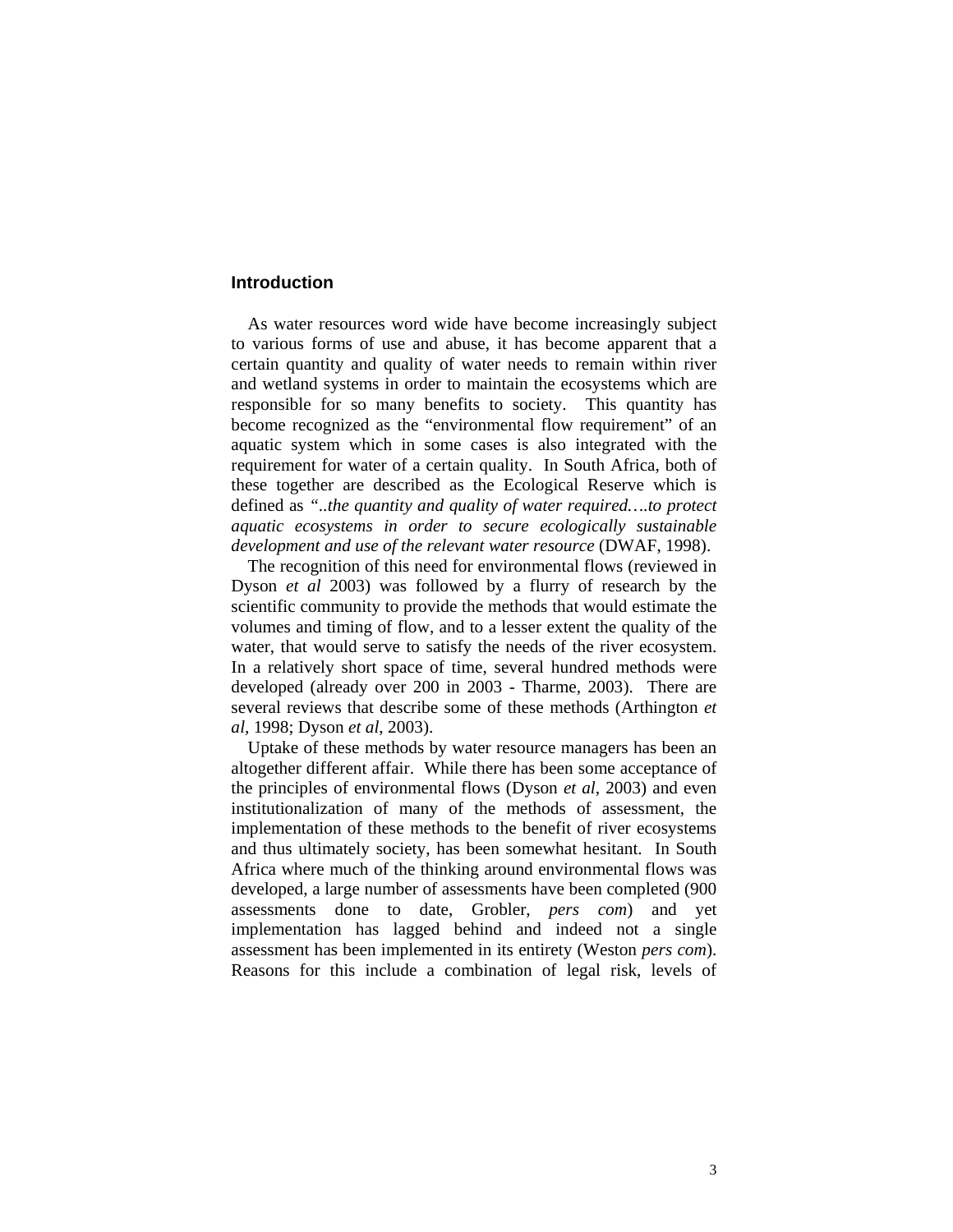## Introduction

As water resources word wide have become increasingly subject to various forms of use and abuse, it has become apparent that a certain quantity and quality of water needs to remain within river and wetland systems in order to maintain the ecosystems which are responsible for so many benefits to society. This quantity has become recognized as the "environmental flow requirement" of an aquatic system which in some cases is also integrated with the requirement for water of a certain quality. In South Africa, both of these together are described as the Ecological Reserve which is defined as *"..the quantity and quality of water required….to protect aquatic ecosystems in order to secure ecologically sustainable development and use of the relevant water resource* (DWAF, 1998).

The recognition of this need for environmental flows (reviewed in Dyson *et al* 2003) was followed by a flurry of research by the scientific community to provide the methods that would estimate the volumes and timing of flow, and to a lesser extent the quality of the water, that would serve to satisfy the needs of the river ecosystem. In a relatively short space of time, several hundred methods were developed (already over 200 in 2003 - Tharme, 2003). There are several reviews that describe some of these methods (Arthington *et al*, 1998; Dyson *et al*, 2003).

Uptake of these methods by water resource managers has been an altogether different affair. While there has been some acceptance of the principles of environmental flows (Dyson *et al*, 2003) and even institutionalization of many of the methods of assessment, the implementation of these methods to the benefit of river ecosystems and thus ultimately society, has been somewhat hesitant. In South Africa where much of the thinking around environmental flows was developed, a large number of assessments have been completed (900 assessments done to date, Grobler, *pers com*) and yet implementation has lagged behind and indeed not a single assessment has been implemented in its entirety (Weston *pers com*). Reasons for this include a combination of legal risk, levels of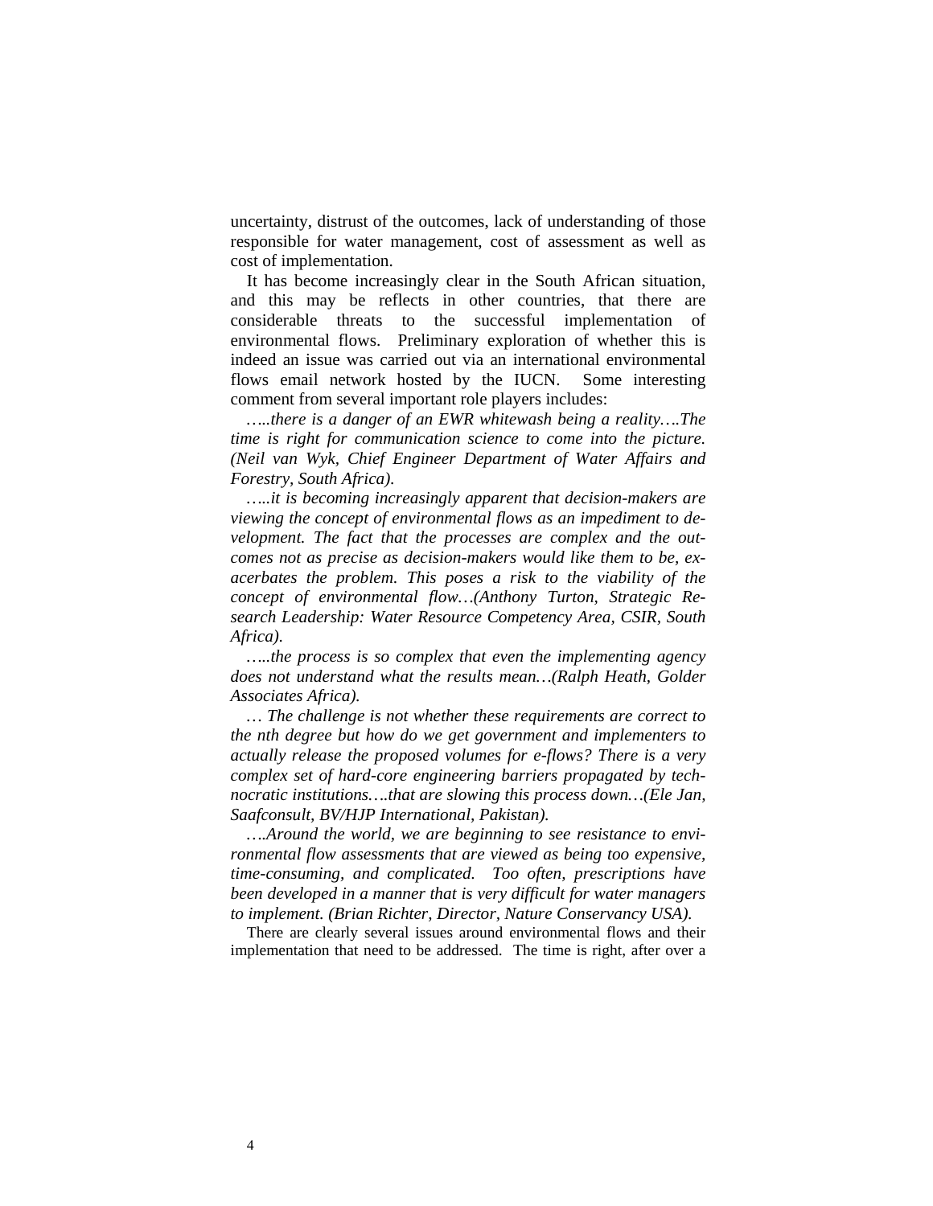uncertainty, distrust of the outcomes, lack of understanding of those responsible for water management, cost of assessment as well as cost of implementation.

It has become increasingly clear in the South African situation, and this may be reflects in other countries, that there are considerable threats to the successful implementation of environmental flows. Preliminary exploration of whether this is indeed an issue was carried out via an international environmental flows email network hosted by the IUCN. Some interesting comment from several important role players includes:

*…..there is a danger of an EWR whitewash being a reality….The time is right for communication science to come into the picture. (Neil van Wyk, Chief Engineer Department of Water Affairs and Forestry, South Africa).*

*…..it is becoming increasingly apparent that decision-makers are viewing the concept of environmental flows as an impediment to development. The fact that the processes are complex and the outcomes not as precise as decision-makers would like them to be, exacerbates the problem. This poses a risk to the viability of the concept of environmental flow…(Anthony Turton, Strategic Research Leadership: Water Resource Competency Area, CSIR, South Africa).*

*…..the process is so complex that even the implementing agency does not understand what the results mean…(Ralph Heath, Golder Associates Africa).*

*… The challenge is not whether these requirements are correct to the nth degree but how do we get government and implementers to actually release the proposed volumes for e-flows? There is a very complex set of hard-core engineering barriers propagated by technocratic institutions….that are slowing this process down…(Ele Jan, Saafconsult, BV/HJP International, Pakistan).*

*….Around the world, we are beginning to see resistance to environmental flow assessments that are viewed as being too expensive, time-consuming, and complicated. Too often, prescriptions have been developed in a manner that is very difficult for water managers to implement. (Brian Richter, Director, Nature Conservancy USA).*

There are clearly several issues around environmental flows and their implementation that need to be addressed. The time is right, after over a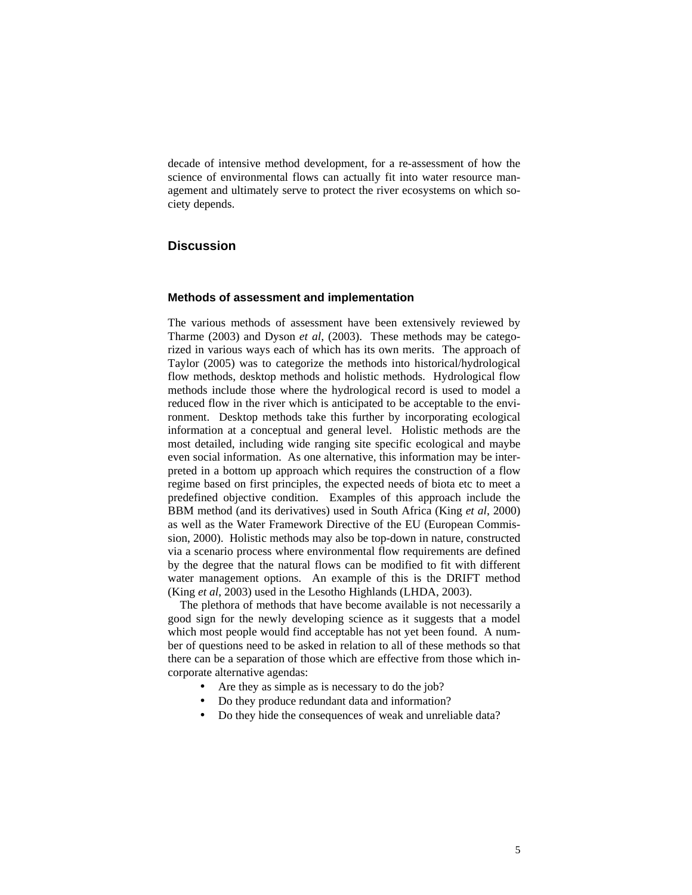decade of intensive method development, for a re-assessment of how the science of environmental flows can actually fit into water resource management and ultimately serve to protect the river ecosystems on which society depends.

## Discussion

### Methods of assessment and implementation

The various methods of assessment have been extensively reviewed by Tharme (2003) and Dyson *et al*, (2003). These methods may be categorized in various ways each of which has its own merits. The approach of Taylor (2005) was to categorize the methods into historical/hydrological flow methods, desktop methods and holistic methods. Hydrological flow methods include those where the hydrological record is used to model a reduced flow in the river which is anticipated to be acceptable to the environment. Desktop methods take this further by incorporating ecological information at a conceptual and general level. Holistic methods are the most detailed, including wide ranging site specific ecological and maybe even social information. As one alternative, this information may be interpreted in a bottom up approach which requires the construction of a flow regime based on first principles, the expected needs of biota etc to meet a predefined objective condition. Examples of this approach include the BBM method (and its derivatives) used in South Africa (King *et al*, 2000) as well as the Water Framework Directive of the EU (European Commission, 2000). Holistic methods may also be top-down in nature, constructed via a scenario process where environmental flow requirements are defined by the degree that the natural flows can be modified to fit with different water management options. An example of this is the DRIFT method (King *et al*, 2003) used in the Lesotho Highlands (LHDA, 2003).

The plethora of methods that have become available is not necessarily a good sign for the newly developing science as it suggests that a model which most people would find acceptable has not yet been found. A number of questions need to be asked in relation to all of these methods so that there can be a separation of those which are effective from those which incorporate alternative agendas:

- Are they as simple as is necessary to do the job?
- Do they produce redundant data and information?
- Do they hide the consequences of weak and unreliable data?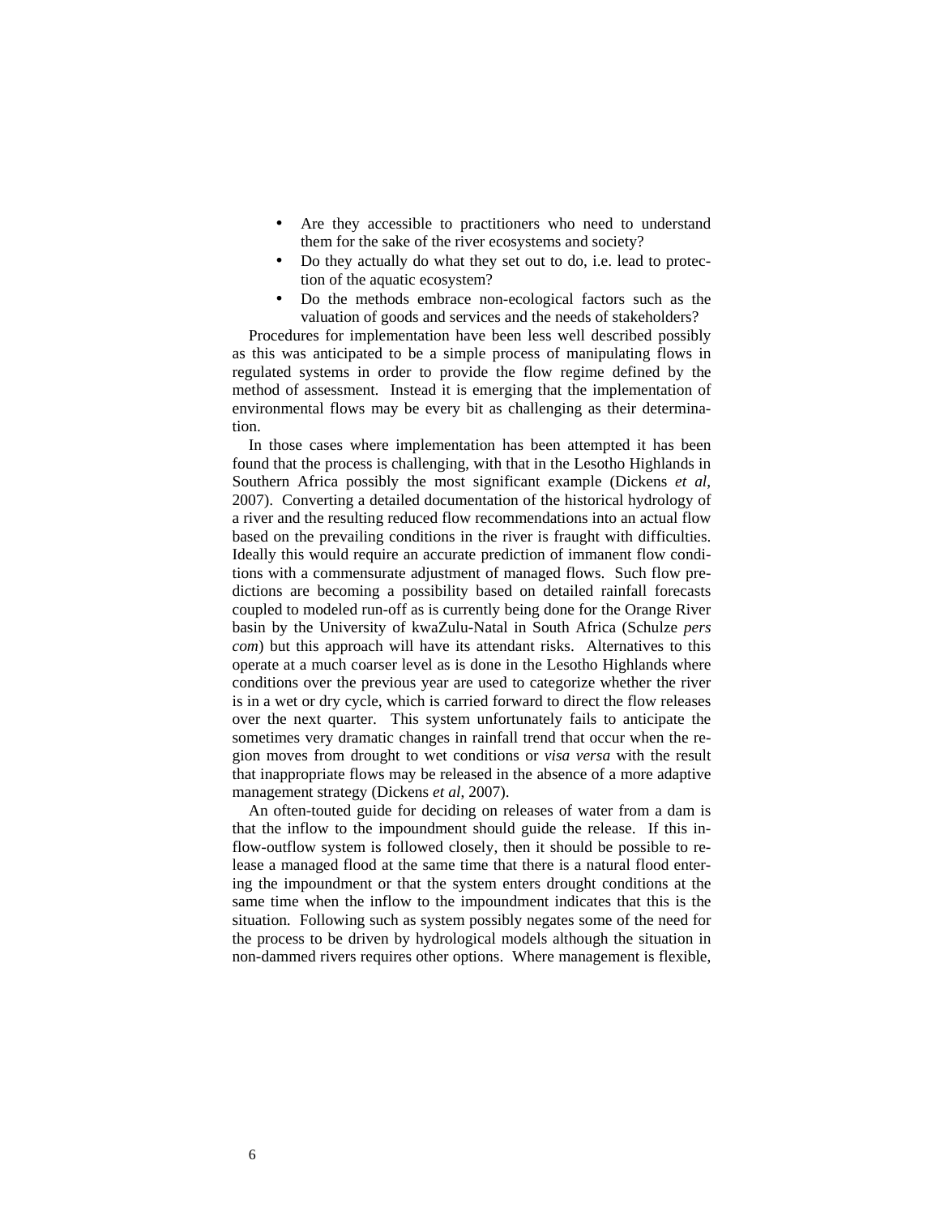- Are they accessible to practitioners who need to understand them for the sake of the river ecosystems and society?
- Do they actually do what they set out to do, i.e. lead to protection of the aquatic ecosystem?
- Do the methods embrace non-ecological factors such as the valuation of goods and services and the needs of stakeholders?

Procedures for implementation have been less well described possibly as this was anticipated to be a simple process of manipulating flows in regulated systems in order to provide the flow regime defined by the method of assessment. Instead it is emerging that the implementation of environmental flows may be every bit as challenging as their determination.

In those cases where implementation has been attempted it has been found that the process is challenging, with that in the Lesotho Highlands in Southern Africa possibly the most significant example (Dickens *et al*, 2007). Converting a detailed documentation of the historical hydrology of a river and the resulting reduced flow recommendations into an actual flow based on the prevailing conditions in the river is fraught with difficulties. Ideally this would require an accurate prediction of immanent flow conditions with a commensurate adjustment of managed flows. Such flow predictions are becoming a possibility based on detailed rainfall forecasts coupled to modeled run-off as is currently being done for the Orange River basin by the University of kwaZulu-Natal in South Africa (Schulze *pers com*) but this approach will have its attendant risks. Alternatives to this operate at a much coarser level as is done in the Lesotho Highlands where conditions over the previous year are used to categorize whether the river is in a wet or dry cycle, which is carried forward to direct the flow releases over the next quarter. This system unfortunately fails to anticipate the sometimes very dramatic changes in rainfall trend that occur when the region moves from drought to wet conditions or *visa versa* with the result that inappropriate flows may be released in the absence of a more adaptive management strategy (Dickens *et al*, 2007).

An often-touted guide for deciding on releases of water from a dam is that the inflow to the impoundment should guide the release. If this inflow-outflow system is followed closely, then it should be possible to release a managed flood at the same time that there is a natural flood entering the impoundment or that the system enters drought conditions at the same time when the inflow to the impoundment indicates that this is the situation. Following such as system possibly negates some of the need for the process to be driven by hydrological models although the situation in non-dammed rivers requires other options. Where management is flexible,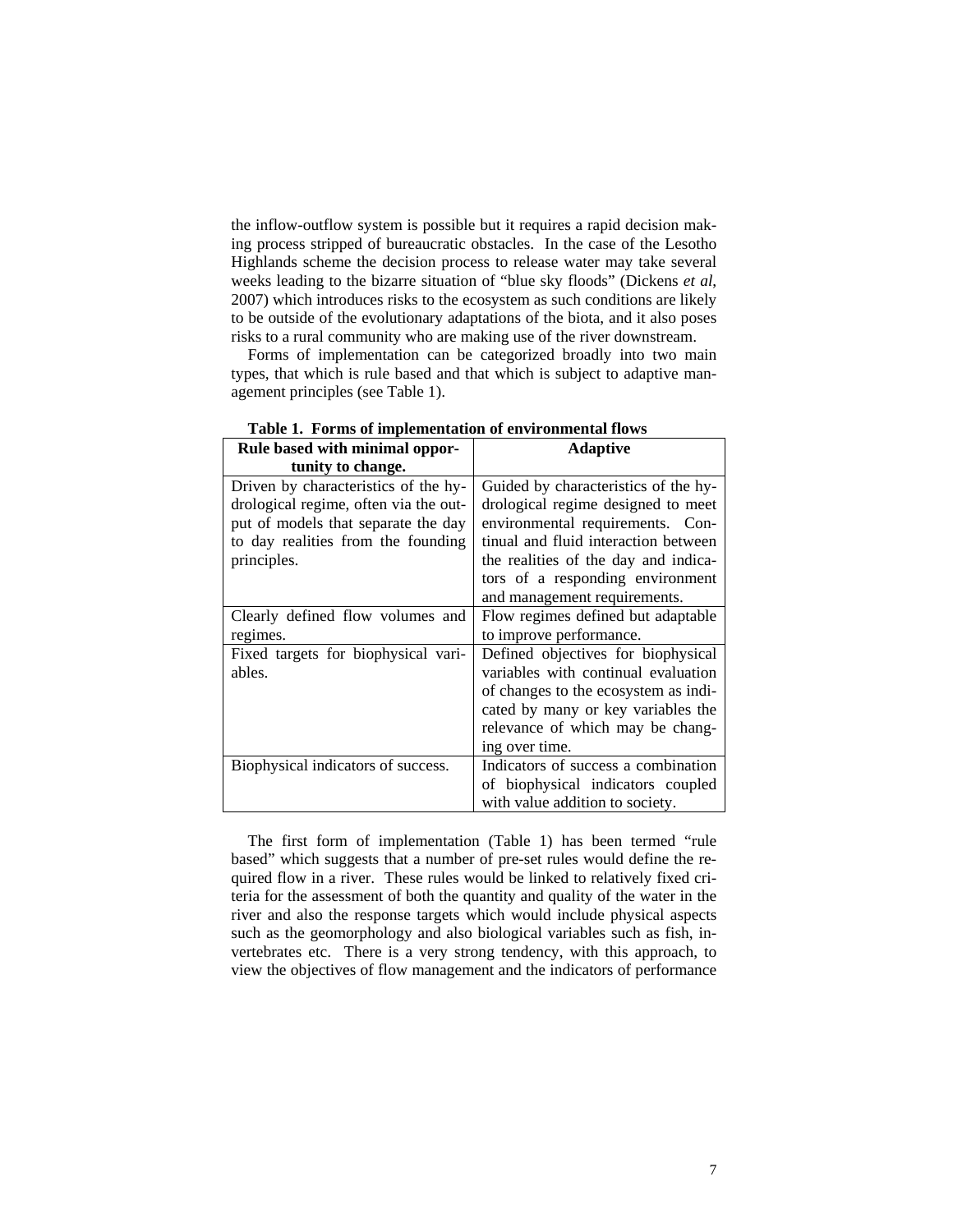the inflow-outflow system is possible but it requires a rapid decision making process stripped of bureaucratic obstacles. In the case of the Lesotho Highlands scheme the decision process to release water may take several weeks leading to the bizarre situation of "blue sky floods" (Dickens *et al*, 2007) which introduces risks to the ecosystem as such conditions are likely to be outside of the evolutionary adaptations of the biota, and it also poses risks to a rural community who are making use of the river downstream.

Forms of implementation can be categorized broadly into two main types, that which is rule based and that which is subject to adaptive management principles (see Table 1).

**Table 1. Forms of implementation of environmental flows**

| Rule based with minimal opportunity to change. | Adaptive |
|---|---|
| Driven by characteristics of the hydrological regime, often via the output of models that separate the day to day realities from the founding principles. | Guided by characteristics of the hydrological regime designed to meet environmental requirements. Continual and fluid interaction between the realities of the day and indicators of a responding environment and management requirements. |
| Clearly defined flow volumes and regimes. | Flow regimes defined but adaptable to improve performance. |
| Fixed targets for biophysical variables. | Defined objectives for biophysical variables with continual evaluation of changes to the ecosystem as indicated by many or key variables the relevance of which may be changing over time. |
| Biophysical indicators of success. | Indicators of success a combination of biophysical indicators coupled with value addition to society. |

The first form of implementation (Table 1) has been termed "rule based" which suggests that a number of pre-set rules would define the required flow in a river. These rules would be linked to relatively fixed criteria for the assessment of both the quantity and quality of the water in the river and also the response targets which would include physical aspects such as the geomorphology and also biological variables such as fish, invertebrates etc. There is a very strong tendency, with this approach, to view the objectives of flow management and the indicators of performance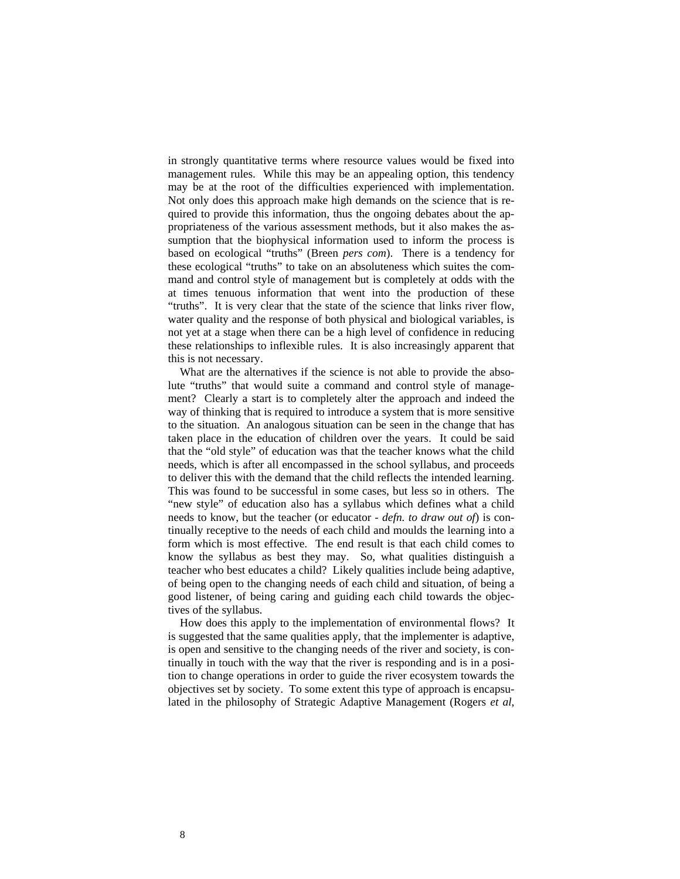in strongly quantitative terms where resource values would be fixed into management rules. While this may be an appealing option, this tendency may be at the root of the difficulties experienced with implementation. Not only does this approach make high demands on the science that is required to provide this information, thus the ongoing debates about the appropriateness of the various assessment methods, but it also makes the assumption that the biophysical information used to inform the process is based on ecological "truths" (Breen *pers com*). There is a tendency for these ecological "truths" to take on an absoluteness which suites the command and control style of management but is completely at odds with the at times tenuous information that went into the production of these "truths". It is very clear that the state of the science that links river flow, water quality and the response of both physical and biological variables, is not yet at a stage when there can be a high level of confidence in reducing these relationships to inflexible rules. It is also increasingly apparent that this is not necessary.

What are the alternatives if the science is not able to provide the absolute "truths" that would suite a command and control style of management? Clearly a start is to completely alter the approach and indeed the way of thinking that is required to introduce a system that is more sensitive to the situation. An analogous situation can be seen in the change that has taken place in the education of children over the years. It could be said that the "old style" of education was that the teacher knows what the child needs, which is after all encompassed in the school syllabus, and proceeds to deliver this with the demand that the child reflects the intended learning. This was found to be successful in some cases, but less so in others. The "new style" of education also has a syllabus which defines what a child needs to know, but the teacher (or educator - *defn. to draw out of*) is continually receptive to the needs of each child and moulds the learning into a form which is most effective. The end result is that each child comes to know the syllabus as best they may. So, what qualities distinguish a teacher who best educates a child? Likely qualities include being adaptive, of being open to the changing needs of each child and situation, of being a good listener, of being caring and guiding each child towards the objectives of the syllabus.

How does this apply to the implementation of environmental flows? It is suggested that the same qualities apply, that the implementer is adaptive, is open and sensitive to the changing needs of the river and society, is continually in touch with the way that the river is responding and is in a position to change operations in order to guide the river ecosystem towards the objectives set by society. To some extent this type of approach is encapsulated in the philosophy of Strategic Adaptive Management (Rogers *et al*,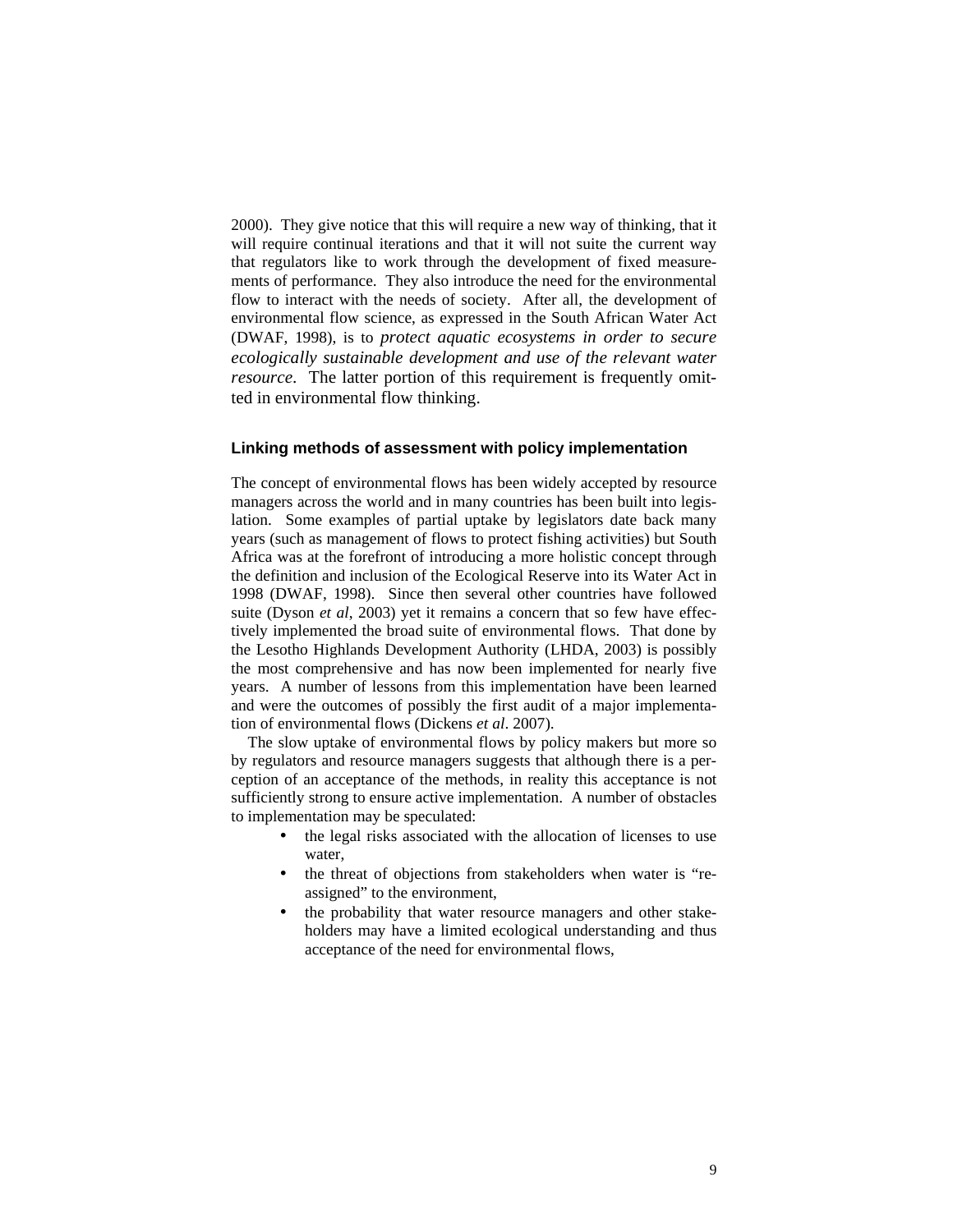2000). They give notice that this will require a new way of thinking, that it will require continual iterations and that it will not suit the current way that regulators like to work through the development of fixed measurements of performance. They also introduce the need for the environmental flow to interact with the needs of society. After all, the development of environmental flow science, as expressed in the South African Water Act (DWAF, 1998), is to *protect aquatic ecosystems in order to secure ecologically sustainable development and use of the relevant water resource*. The latter portion of this requirement is frequently omitted in environmental flow thinking.

### Linking methods of assessment with policy implementation

The concept of environmental flows has been widely accepted by resource managers across the world and in many countries has been built into legislation. Some examples of partial uptake by legislators date back many years (such as management of flows to protect fishing activities) but South Africa was at the forefront of introducing a more holistic concept through the definition and inclusion of the Ecological Reserve into its Water Act in 1998 (DWAF, 1998). Since then several other countries have followed suite (Dyson *et al*, 2003) yet it remains a concern that so few have effectively implemented the broad suite of environmental flows. That done by the Lesotho Highlands Development Authority (LHDA, 2003) is possibly the most comprehensive and has now been implemented for nearly five years. A number of lessons from this implementation have been learned and were the outcomes of possibly the first audit of a major implementation of environmental flows (Dickens *et al*. 2007).

The slow uptake of environmental flows by policy makers but more so by regulators and resource managers suggests that although there is a perception of an acceptance of the methods, in reality this acceptance is not sufficiently strong to ensure active implementation. A number of obstacles to implementation may be speculated:

- the legal risks associated with the allocation of licenses to use water,
- the threat of objections from stakeholders when water is "re-assigned" to the environment,
- the probability that water resource managers and other stakeholders may have a limited ecological understanding and thus acceptance of the need for environmental flows,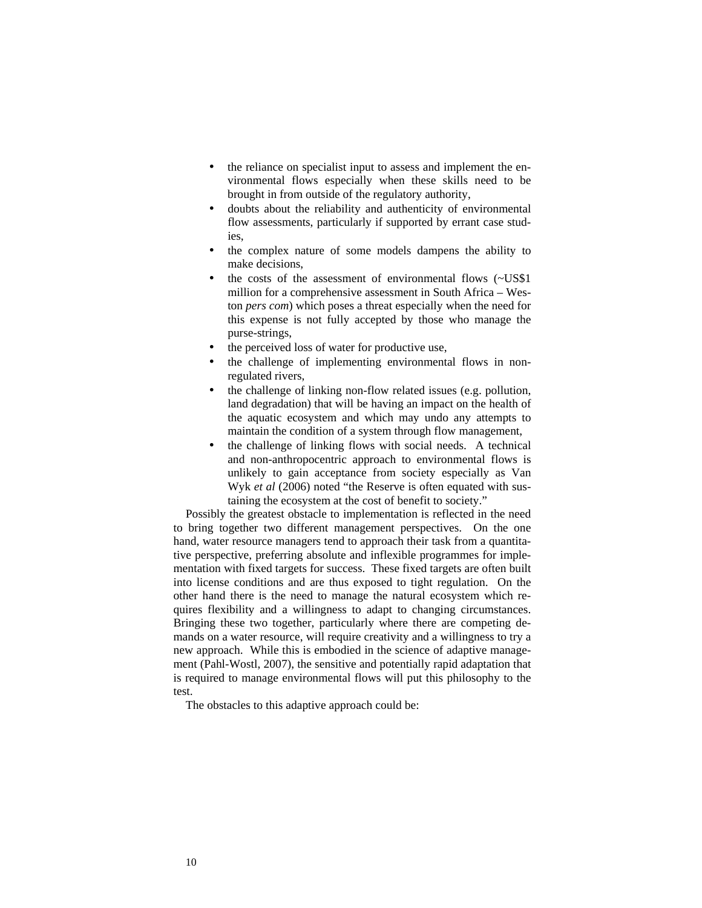- the reliance on specialist input to assess and implement the environmental flows especially when these skills need to be brought in from outside of the regulatory authority,
- doubts about the reliability and authenticity of environmental flow assessments, particularly if supported by errant case studies,
- the complex nature of some models dampens the ability to make decisions,
- the costs of the assessment of environmental flows (~US$1 million for a comprehensive assessment in South Africa – Weston *pers com*) which poses a threat especially when the need for this expense is not fully accepted by those who manage the purse-strings,
- the perceived loss of water for productive use,
- the challenge of implementing environmental flows in non-regulated rivers,
- the challenge of linking non-flow related issues (e.g. pollution, land degradation) that will be having an impact on the health of the aquatic ecosystem and which may undo any attempts to maintain the condition of a system through flow management,
- the challenge of linking flows with social needs. A technical and non-anthropocentric approach to environmental flows is unlikely to gain acceptance from society especially as Van Wyk *et al* (2006) noted "the Reserve is often equated with sustaining the ecosystem at the cost of benefit to society."

Possibly the greatest obstacle to implementation is reflected in the need to bring together two different management perspectives. On the one hand, water resource managers tend to approach their task from a quantitative perspective, preferring absolute and inflexible programmes for implementation with fixed targets for success. These fixed targets are often built into license conditions and are thus exposed to tight regulation. On the other hand there is the need to manage the natural ecosystem which requires flexibility and a willingness to adapt to changing circumstances. Bringing these two together, particularly where there are competing demands on a water resource, will require creativity and a willingness to try a new approach. While this is embodied in the science of adaptive management (Pahl-Wostl, 2007), the sensitive and potentially rapid adaptation that is required to manage environmental flows will put this philosophy to the test.

The obstacles to this adaptive approach could be: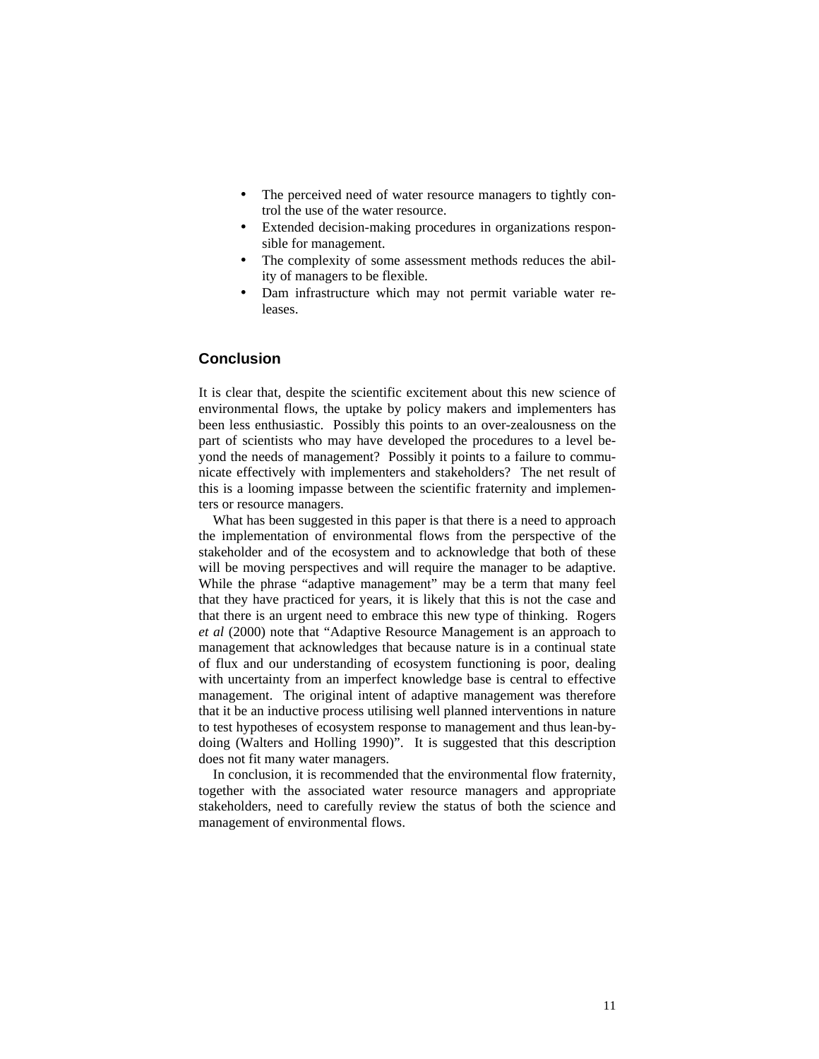- The perceived need of water resource managers to tightly control the use of the water resource.
- Extended decision-making procedures in organizations responsible for management.
- The complexity of some assessment methods reduces the ability of managers to be flexible.
- Dam infrastructure which may not permit variable water releases.

## Conclusion

It is clear that, despite the scientific excitement about this new science of environmental flows, the uptake by policy makers and implementers has been less enthusiastic. Possibly this points to an over-zealousness on the part of scientists who may have developed the procedures to a level beyond the needs of management? Possibly it points to a failure to communicate effectively with implementers and stakeholders? The net result of this is a looming impasse between the scientific fraternity and implementers or resource managers.

What has been suggested in this paper is that there is a need to approach the implementation of environmental flows from the perspective of the stakeholder and of the ecosystem and to acknowledge that both of these will be moving perspectives and will require the manager to be adaptive. While the phrase "adaptive management" may be a term that many feel that they have practiced for years, it is likely that this is not the case and that there is an urgent need to embrace this new type of thinking. Rogers *et al* (2000) note that "Adaptive Resource Management is an approach to management that acknowledges that because nature is in a continual state of flux and our understanding of ecosystem functioning is poor, dealing with uncertainty from an imperfect knowledge base is central to effective management. The original intent of adaptive management was therefore that it be an inductive process utilising well planned interventions in nature to test hypotheses of ecosystem response to management and thus lean-by-doing (Walters and Holling 1990)". It is suggested that this description does not fit many water managers.

In conclusion, it is recommended that the environmental flow fraternity, together with the associated water resource managers and appropriate stakeholders, need to carefully review the status of both the science and management of environmental flows.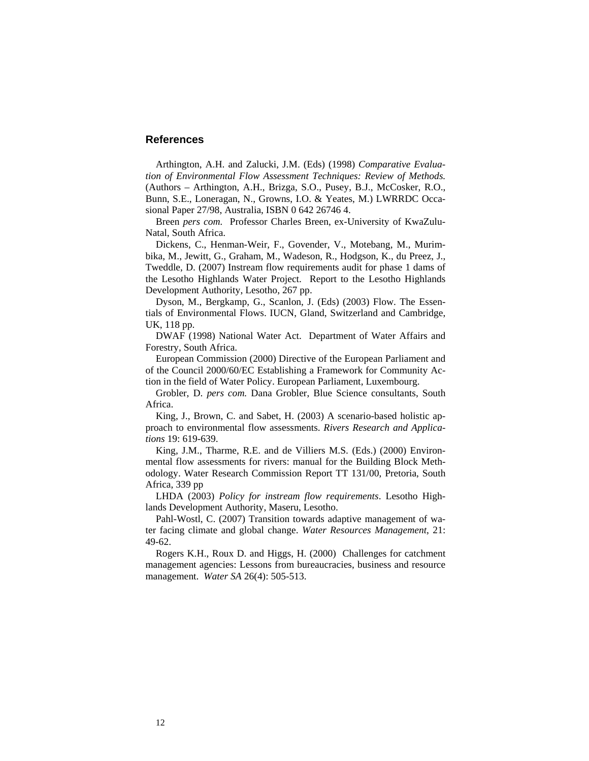## References

Arthington, A.H. and Zalucki, J.M. (Eds) (1998) *Comparative Evaluation of Environmental Flow Assessment Techniques: Review of Methods.* (Authors – Arthington, A.H., Brizga, S.O., Pusey, B.J., McCosker, R.O., Bunn, S.E., Loneragan, N., Growns, I.O. & Yeates, M.) LWRRDC Occasional Paper 27/98, Australia, ISBN 0 642 26746 4.

Breen *pers com.* Professor Charles Breen, ex-University of KwaZulu-Natal, South Africa.

Dickens, C., Henman-Weir, F., Govender, V., Motebang, M., Murimbika, M., Jewitt, G., Graham, M., Wadeson, R., Hodgson, K., du Preez, J., Tweddle, D. (2007) Instream flow requirements audit for phase 1 dams of the Lesotho Highlands Water Project. Report to the Lesotho Highlands Development Authority, Lesotho, 267 pp.

Dyson, M., Bergkamp, G., Scanlon, J. (Eds) (2003) Flow. The Essentials of Environmental Flows. IUCN, Gland, Switzerland and Cambridge, UK, 118 pp.

DWAF (1998) National Water Act. Department of Water Affairs and Forestry, South Africa.

European Commission (2000) Directive of the European Parliament and of the Council 2000/60/EC Establishing a Framework for Community Action in the field of Water Policy. European Parliament, Luxembourg.

Grobler, D. *pers com.* Dana Grobler, Blue Science consultants, South Africa.

King, J., Brown, C. and Sabet, H. (2003) A scenario-based holistic approach to environmental flow assessments. *Rivers Research and Applications* 19: 619-639.

King, J.M., Tharme, R.E. and de Villiers M.S. (Eds.) (2000) Environmental flow assessments for rivers: manual for the Building Block Methodology. Water Research Commission Report TT 131/00, Pretoria, South Africa, 339 pp

LHDA (2003) *Policy for instream flow requirements*. Lesotho Highlands Development Authority, Maseru, Lesotho.

Pahl-Wostl, C. (2007) Transition towards adaptive management of water facing climate and global change. *Water Resources Management*, 21: 49-62.

Rogers K.H., Roux D. and Higgs, H. (2000) Challenges for catchment management agencies: Lessons from bureaucracies, business and resource management. *Water SA* 26(4): 505-513.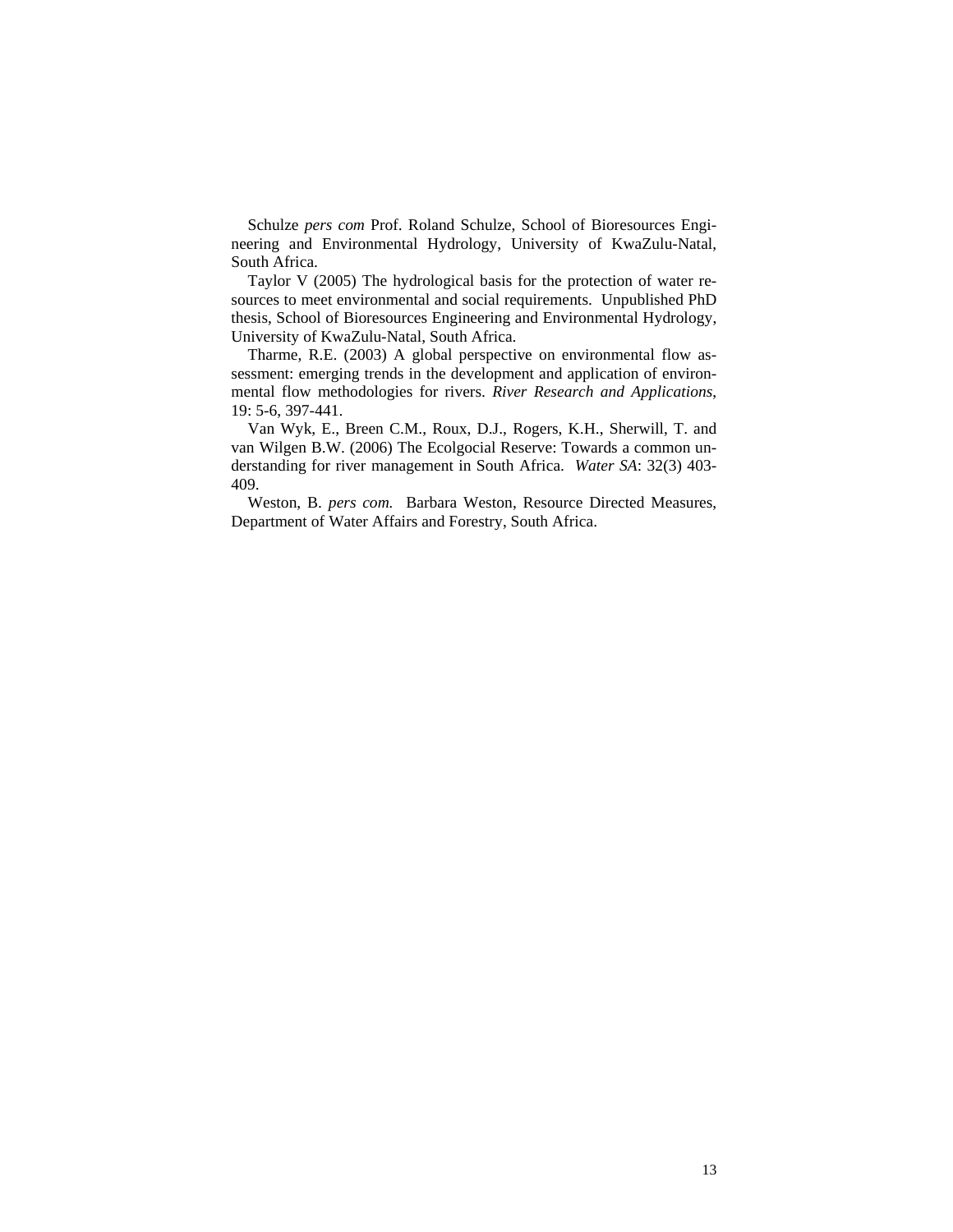Schulze *pers com* Prof. Roland Schulze, School of Bioresources Engineering and Environmental Hydrology, University of KwaZulu-Natal, South Africa.

Taylor V (2005) The hydrological basis for the protection of water resources to meet environmental and social requirements. Unpublished PhD thesis, School of Bioresources Engineering and Environmental Hydrology, University of KwaZulu-Natal, South Africa.

Tharme, R.E. (2003) A global perspective on environmental flow assessment: emerging trends in the development and application of environmental flow methodologies for rivers. *River Research and Applications*, 19: 5-6, 397-441.

Van Wyk, E., Breen C.M., Roux, D.J., Rogers, K.H., Sherwill, T. and van Wilgen B.W. (2006) The Ecolgocial Reserve: Towards a common understanding for river management in South Africa. *Water SA*: 32(3) 403-409.

Weston, B. *pers com.* Barbara Weston, Resource Directed Measures, Department of Water Affairs and Forestry, South Africa.